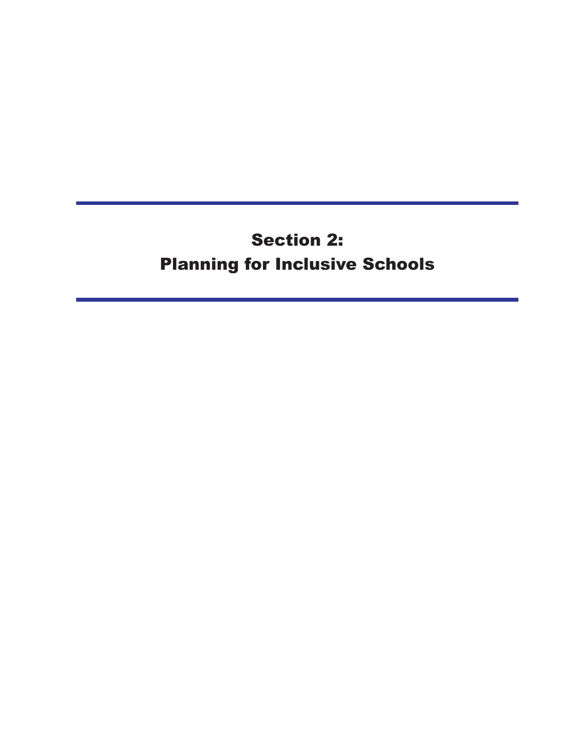# Section 2:
# Planning for Inclusive Schools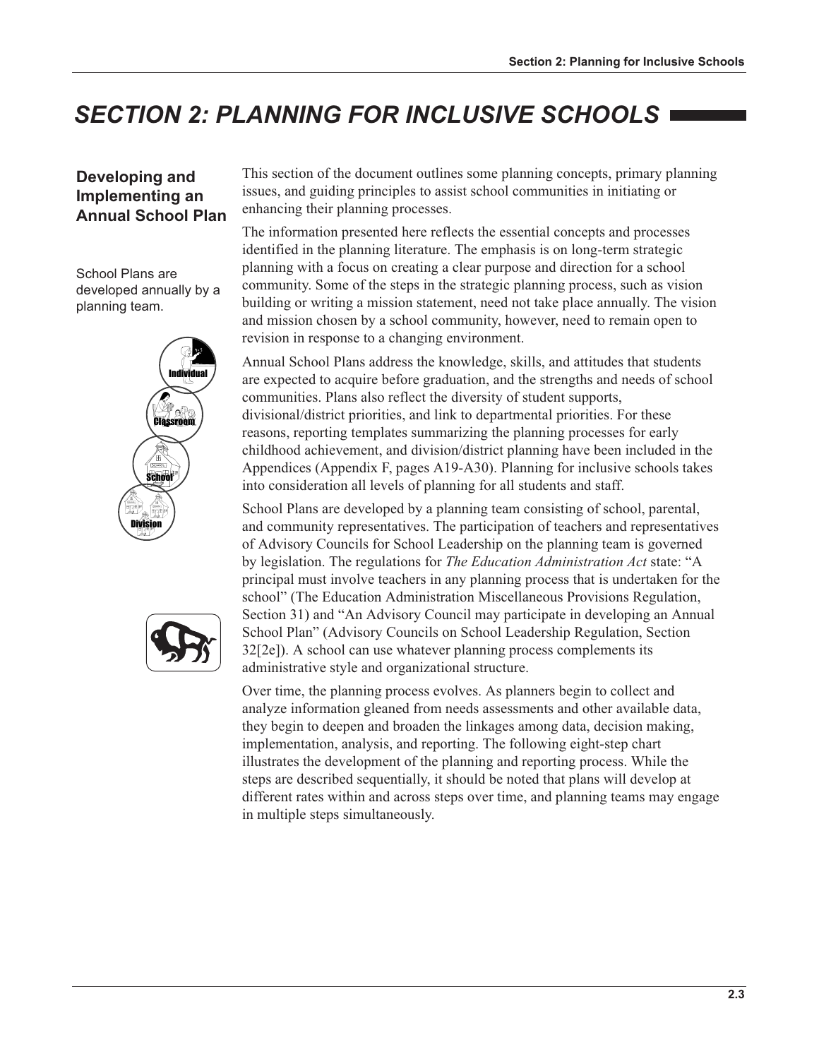# SECTION 2: PLANNING FOR INCLUSIVE SCHOOLS

## Developing and Implementing an Annual School Plan

School Plans are developed annually by a planning team.

This section of the document outlines some planning concepts, primary planning issues, and guiding principles to assist school communities in initiating or enhancing their planning processes.

The information presented here reflects the essential concepts and processes identified in the planning literature. The emphasis is on long-term strategic planning with a focus on creating a clear purpose and direction for a school community. Some of the steps in the strategic planning process, such as vision building or writing a mission statement, need not take place annually. The vision and mission chosen by a school community, however, need to remain open to revision in response to a changing environment.

Annual School Plans address the knowledge, skills, and attitudes that students are expected to acquire before graduation, and the strengths and needs of school communities. Plans also reflect the diversity of student supports, divisional/district priorities, and link to departmental priorities. For these reasons, reporting templates summarizing the planning processes for early childhood achievement, and division/district planning have been included in the Appendices (Appendix F, pages A19-A30). Planning for inclusive schools takes into consideration all levels of planning for all students and staff.

School Plans are developed by a planning team consisting of school, parental, and community representatives. The participation of teachers and representatives of Advisory Councils for School Leadership on the planning team is governed by legislation. The regulations for *The Education Administration Act* state: "A principal must involve teachers in any planning process that is undertaken for the school" (The Education Administration Miscellaneous Provisions Regulation, Section 31) and "An Advisory Council may participate in developing an Annual School Plan" (Advisory Councils on School Leadership Regulation, Section 32[2e]). A school can use whatever planning process complements its administrative style and organizational structure.

Over time, the planning process evolves. As planners begin to collect and analyze information gleaned from needs assessments and other available data, they begin to deepen and broaden the linkages among data, decision making, implementation, analysis, and reporting. The following eight-step chart illustrates the development of the planning and reporting process. While the steps are described sequentially, it should be noted that plans will develop at different rates within and across steps over time, and planning teams may engage in multiple steps simultaneously.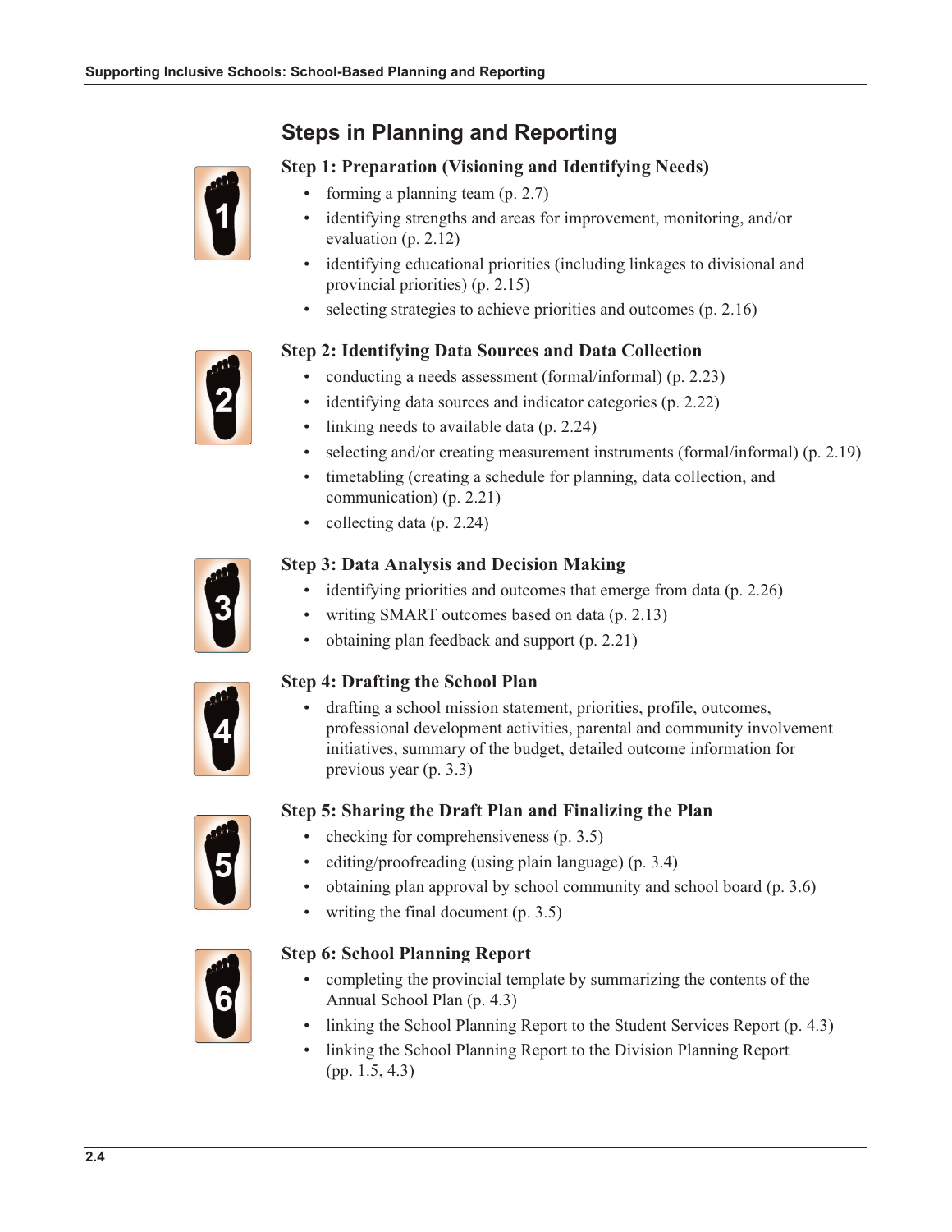## Steps in Planning and Reporting

### Step 1: Preparation (Visioning and Identifying Needs)

- forming a planning team (p. 2.7)
- identifying strengths and areas for improvement, monitoring, and/or evaluation (p. 2.12)
- identifying educational priorities (including linkages to divisional and provincial priorities) (p. 2.15)
- selecting strategies to achieve priorities and outcomes (p. 2.16)

### Step 2: Identifying Data Sources and Data Collection

- conducting a needs assessment (formal/informal) (p. 2.23)
- identifying data sources and indicator categories (p. 2.22)
- linking needs to available data (p. 2.24)
- selecting and/or creating measurement instruments (formal/informal) (p. 2.19)
- timetabling (creating a schedule for planning, data collection, and communication) (p. 2.21)
- collecting data (p. 2.24)

### Step 3: Data Analysis and Decision Making

- identifying priorities and outcomes that emerge from data (p. 2.26)
- writing SMART outcomes based on data (p. 2.13)
- obtaining plan feedback and support (p. 2.21)

### Step 4: Drafting the School Plan

- drafting a school mission statement, priorities, profile, outcomes, professional development activities, parental and community involvement initiatives, summary of the budget, detailed outcome information for previous year (p. 3.3)

### Step 5: Sharing the Draft Plan and Finalizing the Plan

- checking for comprehensiveness (p. 3.5)
- editing/proofreading (using plain language) (p. 3.4)
- obtaining plan approval by school community and school board (p. 3.6)
- writing the final document (p. 3.5)

### Step 6: School Planning Report

- completing the provincial template by summarizing the contents of the Annual School Plan (p. 4.3)
- linking the School Planning Report to the Student Services Report (p. 4.3)
- linking the School Planning Report to the Division Planning Report (pp. 1.5, 4.3)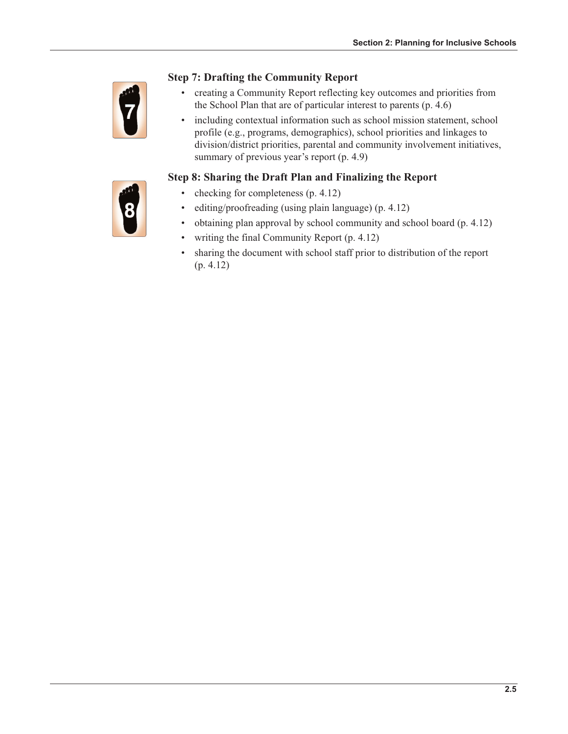### Step 7: Drafting the Community Report

- creating a Community Report reflecting key outcomes and priorities from the School Plan that are of particular interest to parents (p. 4.6)
- including contextual information such as school mission statement, school profile (e.g., programs, demographics), school priorities and linkages to division/district priorities, parental and community involvement initiatives, summary of previous year's report (p. 4.9)

### Step 8: Sharing the Draft Plan and Finalizing the Report

- checking for completeness (p. 4.12)
- editing/proofreading (using plain language) (p. 4.12)
- obtaining plan approval by school community and school board (p. 4.12)
- writing the final Community Report (p. 4.12)
- sharing the document with school staff prior to distribution of the report (p. 4.12)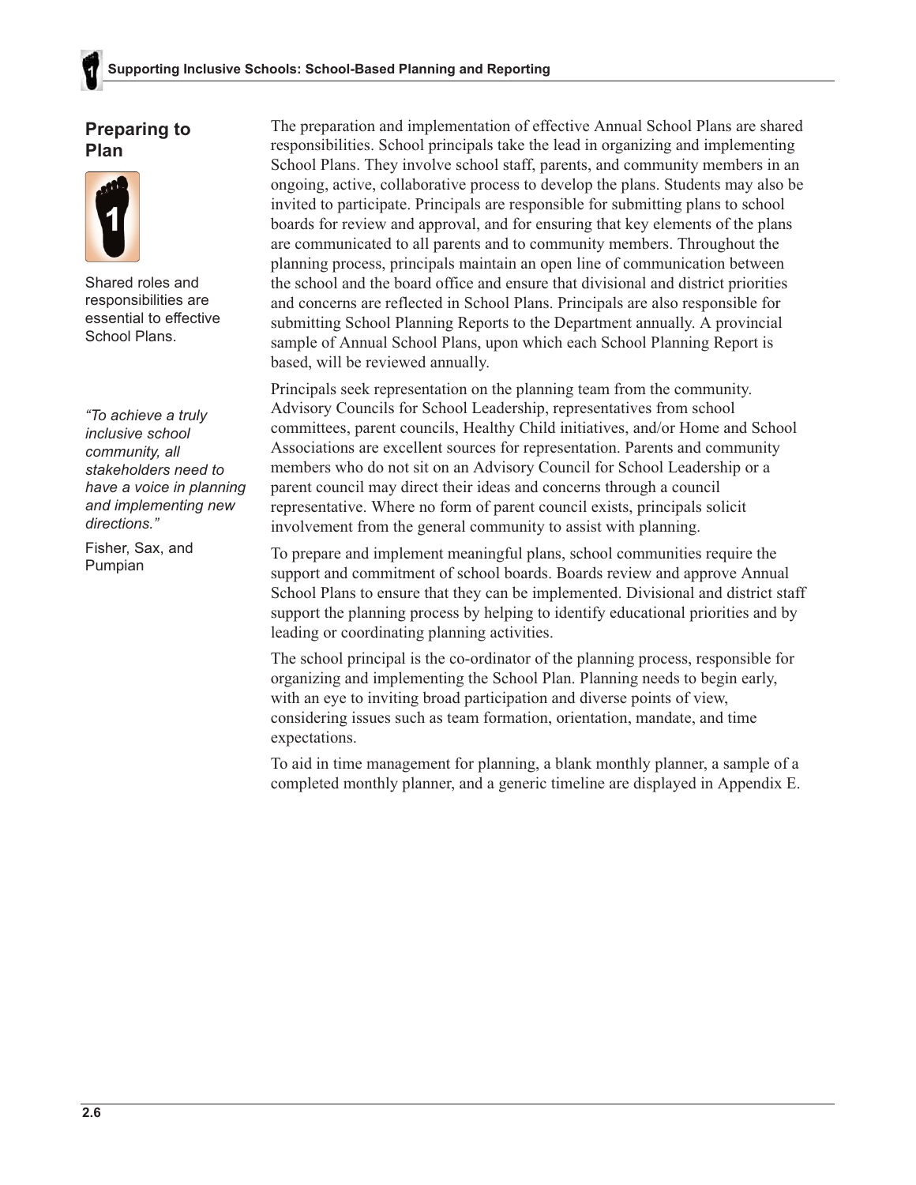## Preparing to Plan

Shared roles and responsibilities are essential to effective School Plans.

*"To achieve a truly inclusive school community, all stakeholders need to have a voice in planning and implementing new directions."*

Fisher, Sax, and Pumpian

The preparation and implementation of effective Annual School Plans are shared responsibilities. School principals take the lead in organizing and implementing School Plans. They involve school staff, parents, and community members in an ongoing, active, collaborative process to develop the plans. Students may also be invited to participate. Principals are responsible for submitting plans to school boards for review and approval, and for ensuring that key elements of the plans are communicated to all parents and to community members. Throughout the planning process, principals maintain an open line of communication between the school and the board office and ensure that divisional and district priorities and concerns are reflected in School Plans. Principals are also responsible for submitting School Planning Reports to the Department annually. A provincial sample of Annual School Plans, upon which each School Planning Report is based, will be reviewed annually.

Principals seek representation on the planning team from the community. Advisory Councils for School Leadership, representatives from school committees, parent councils, Healthy Child initiatives, and/or Home and School Associations are excellent sources for representation. Parents and community members who do not sit on an Advisory Council for School Leadership or a parent council may direct their ideas and concerns through a council representative. Where no form of parent council exists, principals solicit involvement from the general community to assist with planning.

To prepare and implement meaningful plans, school communities require the support and commitment of school boards. Boards review and approve Annual School Plans to ensure that they can be implemented. Divisional and district staff support the planning process by helping to identify educational priorities and by leading or coordinating planning activities.

The school principal is the co-ordinator of the planning process, responsible for organizing and implementing the School Plan. Planning needs to begin early, with an eye to inviting broad participation and diverse points of view, considering issues such as team formation, orientation, mandate, and time expectations.

To aid in time management for planning, a blank monthly planner, a sample of a completed monthly planner, and a generic timeline are displayed in Appendix E.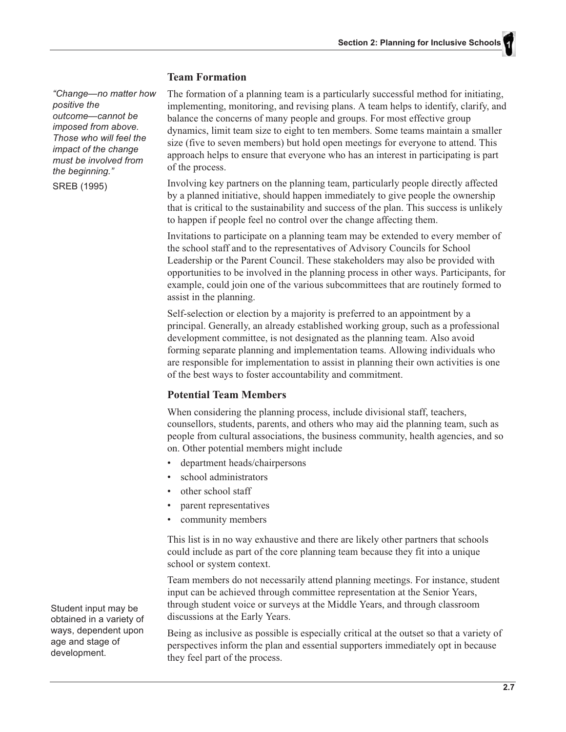### Team Formation

*"Change—no matter how positive the outcome—cannot be imposed from above. Those who will feel the impact of the change must be involved from the beginning."*

SREB (1995)

The formation of a planning team is a particularly successful method for initiating, implementing, monitoring, and revising plans. A team helps to identify, clarify, and balance the concerns of many people and groups. For most effective group dynamics, limit team size to eight to ten members. Some teams maintain a smaller size (five to seven members) but hold open meetings for everyone to attend. This approach helps to ensure that everyone who has an interest in participating is part of the process.

Involving key partners on the planning team, particularly people directly affected by a planned initiative, should happen immediately to give people the ownership that is critical to the sustainability and success of the plan. This success is unlikely to happen if people feel no control over the change affecting them.

Invitations to participate on a planning team may be extended to every member of the school staff and to the representatives of Advisory Councils for School Leadership or the Parent Council. These stakeholders may also be provided with opportunities to be involved in the planning process in other ways. Participants, for example, could join one of the various subcommittees that are routinely formed to assist in the planning.

Self-selection or election by a majority is preferred to an appointment by a principal. Generally, an already established working group, such as a professional development committee, is not designated as the planning team. Also avoid forming separate planning and implementation teams. Allowing individuals who are responsible for implementation to assist in planning their own activities is one of the best ways to foster accountability and commitment.

### Potential Team Members

When considering the planning process, include divisional staff, teachers, counsellors, students, parents, and others who may aid the planning team, such as people from cultural associations, the business community, health agencies, and so on. Other potential members might include

- department heads/chairpersons
- school administrators
- other school staff
- parent representatives
- community members

This list is in no way exhaustive and there are likely other partners that schools could include as part of the core planning team because they fit into a unique school or system context.

Team members do not necessarily attend planning meetings. For instance, student input can be achieved through committee representation at the Senior Years, through student voice or surveys at the Middle Years, and through classroom discussions at the Early Years.

Student input may be obtained in a variety of ways, dependent upon age and stage of development.

Being as inclusive as possible is especially critical at the outset so that a variety of perspectives inform the plan and essential supporters immediately opt in because they feel part of the process.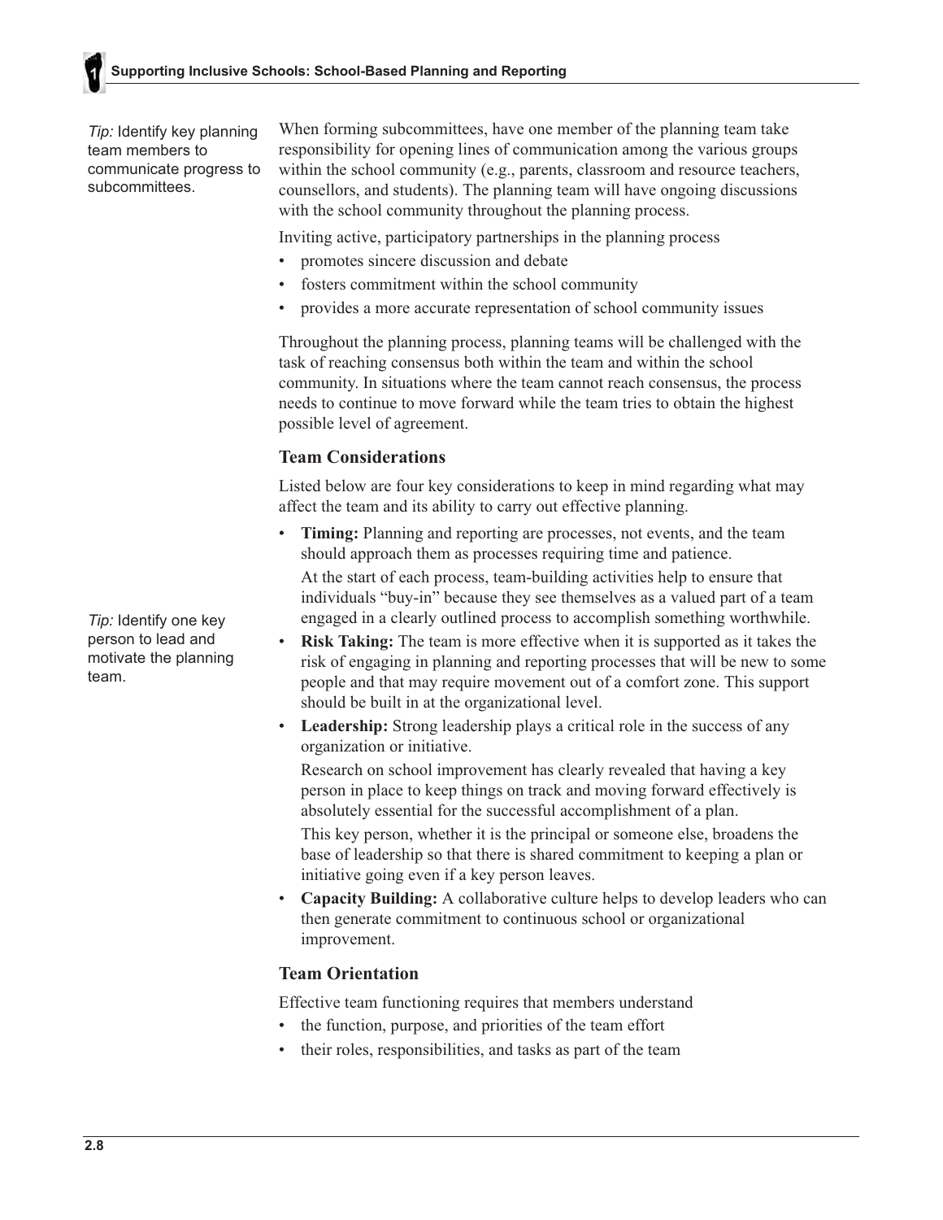*Tip:* Identify key planning team members to communicate progress to subcommittees.

When forming subcommittees, have one member of the planning team take responsibility for opening lines of communication among the various groups within the school community (e.g., parents, classroom and resource teachers, counsellors, and students). The planning team will have ongoing discussions with the school community throughout the planning process.

Inviting active, participatory partnerships in the planning process

- promotes sincere discussion and debate
- fosters commitment within the school community
- provides a more accurate representation of school community issues

Throughout the planning process, planning teams will be challenged with the task of reaching consensus both within the team and within the school community. In situations where the team cannot reach consensus, the process needs to continue to move forward while the team tries to obtain the highest possible level of agreement.

### Team Considerations

Listed below are four key considerations to keep in mind regarding what may affect the team and its ability to carry out effective planning.

- **Timing:** Planning and reporting are processes, not events, and the team should approach them as processes requiring time and patience.

  At the start of each process, team-building activities help to ensure that individuals "buy-in" because they see themselves as a valued part of a team engaged in a clearly outlined process to accomplish something worthwhile.
- **Risk Taking:** The team is more effective when it is supported as it takes the risk of engaging in planning and reporting processes that will be new to some people and that may require movement out of a comfort zone. This support should be built in at the organizational level.
- **Leadership:** Strong leadership plays a critical role in the success of any organization or initiative.

  Research on school improvement has clearly revealed that having a key person in place to keep things on track and moving forward effectively is absolutely essential for the successful accomplishment of a plan.

  This key person, whether it is the principal or someone else, broadens the base of leadership so that there is shared commitment to keeping a plan or initiative going even if a key person leaves.
- **Capacity Building:** A collaborative culture helps to develop leaders who can then generate commitment to continuous school or organizational improvement.

*Tip:* Identify one key person to lead and motivate the planning team.

### Team Orientation

Effective team functioning requires that members understand

- the function, purpose, and priorities of the team effort
- their roles, responsibilities, and tasks as part of the team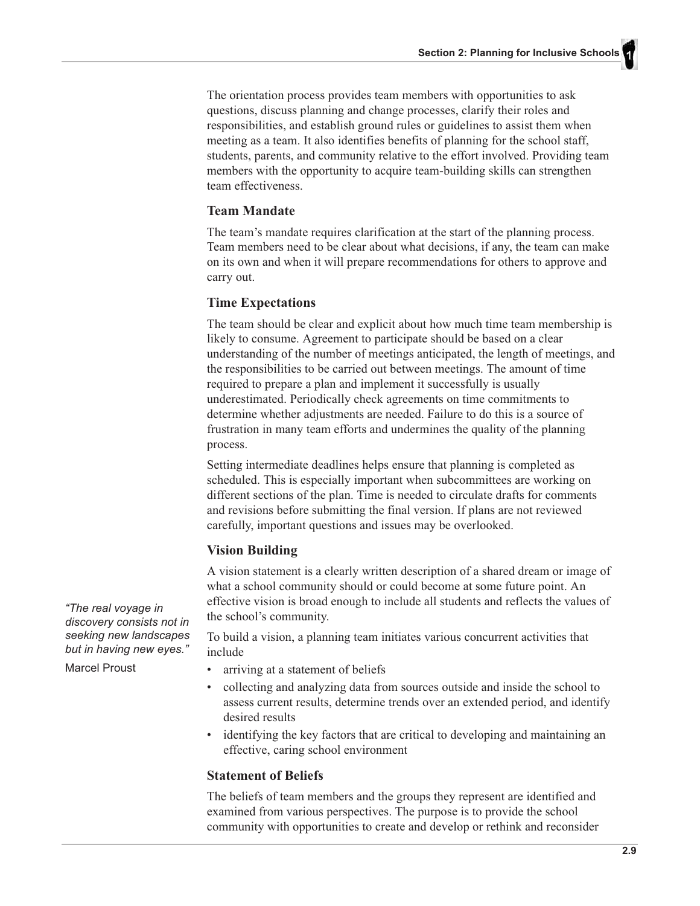The orientation process provides team members with opportunities to ask questions, discuss planning and change processes, clarify their roles and responsibilities, and establish ground rules or guidelines to assist them when meeting as a team. It also identifies benefits of planning for the school staff, students, parents, and community relative to the effort involved. Providing team members with the opportunity to acquire team-building skills can strengthen team effectiveness.

### Team Mandate

The team's mandate requires clarification at the start of the planning process. Team members need to be clear about what decisions, if any, the team can make on its own and when it will prepare recommendations for others to approve and carry out.

### Time Expectations

The team should be clear and explicit about how much time team membership is likely to consume. Agreement to participate should be based on a clear understanding of the number of meetings anticipated, the length of meetings, and the responsibilities to be carried out between meetings. The amount of time required to prepare a plan and implement it successfully is usually underestimated. Periodically check agreements on time commitments to determine whether adjustments are needed. Failure to do this is a source of frustration in many team efforts and undermines the quality of the planning process.

Setting intermediate deadlines helps ensure that planning is completed as scheduled. This is especially important when subcommittees are working on different sections of the plan. Time is needed to circulate drafts for comments and revisions before submitting the final version. If plans are not reviewed carefully, important questions and issues may be overlooked.

### Vision Building

A vision statement is a clearly written description of a shared dream or image of what a school community should or could become at some future point. An effective vision is broad enough to include all students and reflects the values of the school's community.

*"The real voyage in discovery consists not in seeking new landscapes but in having new eyes."*

Marcel Proust

To build a vision, a planning team initiates various concurrent activities that include

- arriving at a statement of beliefs
- collecting and analyzing data from sources outside and inside the school to assess current results, determine trends over an extended period, and identify desired results
- identifying the key factors that are critical to developing and maintaining an effective, caring school environment

### Statement of Beliefs

The beliefs of team members and the groups they represent are identified and examined from various perspectives. The purpose is to provide the school community with opportunities to create and develop or rethink and reconsider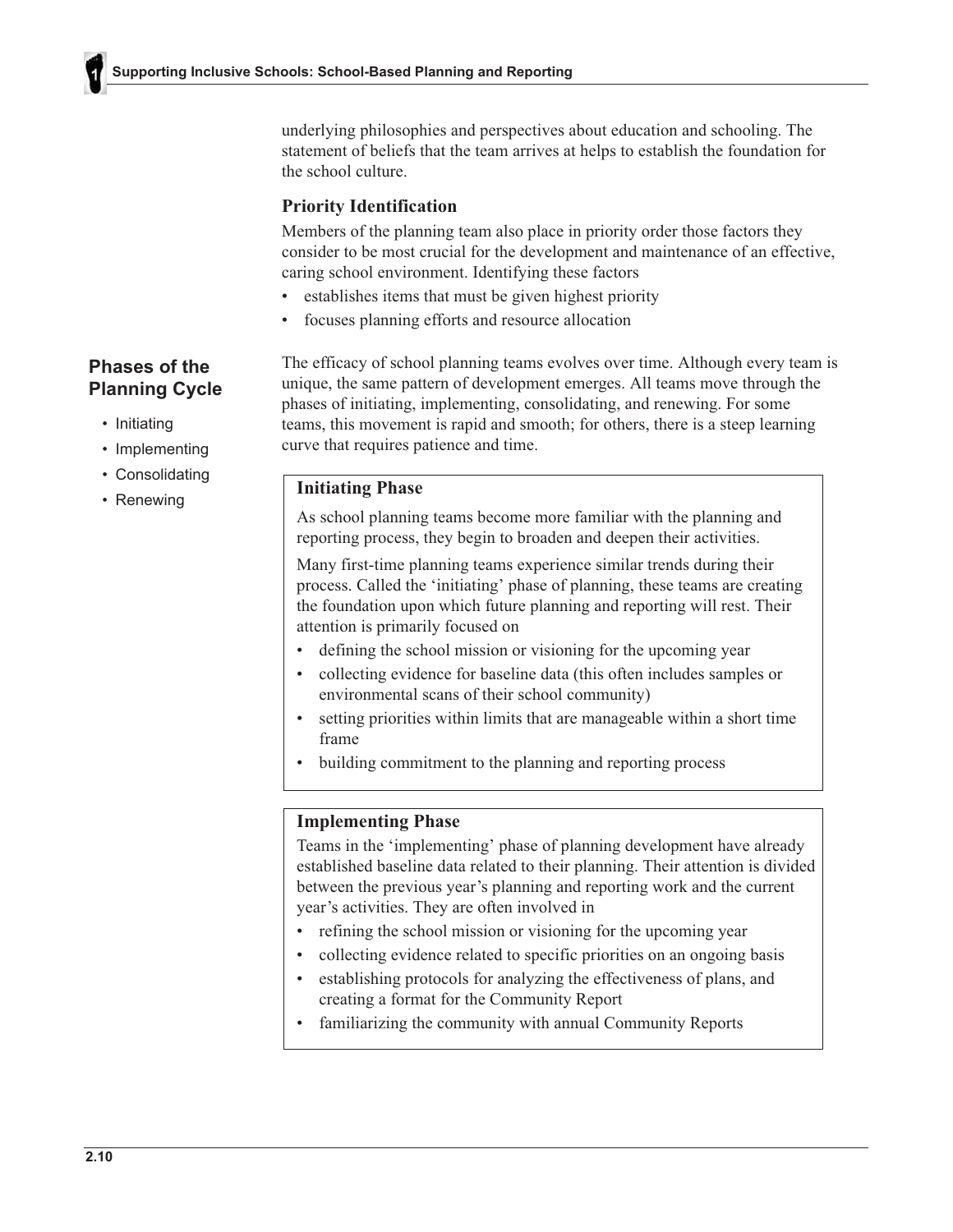underlying philosophies and perspectives about education and schooling. The statement of beliefs that the team arrives at helps to establish the foundation for the school culture.

### Priority Identification

Members of the planning team also place in priority order those factors they consider to be most crucial for the development and maintenance of an effective, caring school environment. Identifying these factors

- establishes items that must be given highest priority
- focuses planning efforts and resource allocation

## Phases of the Planning Cycle

- Initiating
- Implementing
- Consolidating
- Renewing

The efficacy of school planning teams evolves over time. Although every team is unique, the same pattern of development emerges. All teams move through the phases of initiating, implementing, consolidating, and renewing. For some teams, this movement is rapid and smooth; for others, there is a steep learning curve that requires patience and time.

### Initiating Phase

As school planning teams become more familiar with the planning and reporting process, they begin to broaden and deepen their activities.

Many first-time planning teams experience similar trends during their process. Called the 'initiating' phase of planning, these teams are creating the foundation upon which future planning and reporting will rest. Their attention is primarily focused on

- defining the school mission or visioning for the upcoming year
- collecting evidence for baseline data (this often includes samples or environmental scans of their school community)
- setting priorities within limits that are manageable within a short time frame
- building commitment to the planning and reporting process

### Implementing Phase

Teams in the 'implementing' phase of planning development have already established baseline data related to their planning. Their attention is divided between the previous year's planning and reporting work and the current year's activities. They are often involved in

- refining the school mission or visioning for the upcoming year
- collecting evidence related to specific priorities on an ongoing basis
- establishing protocols for analyzing the effectiveness of plans, and creating a format for the Community Report
- familiarizing the community with annual Community Reports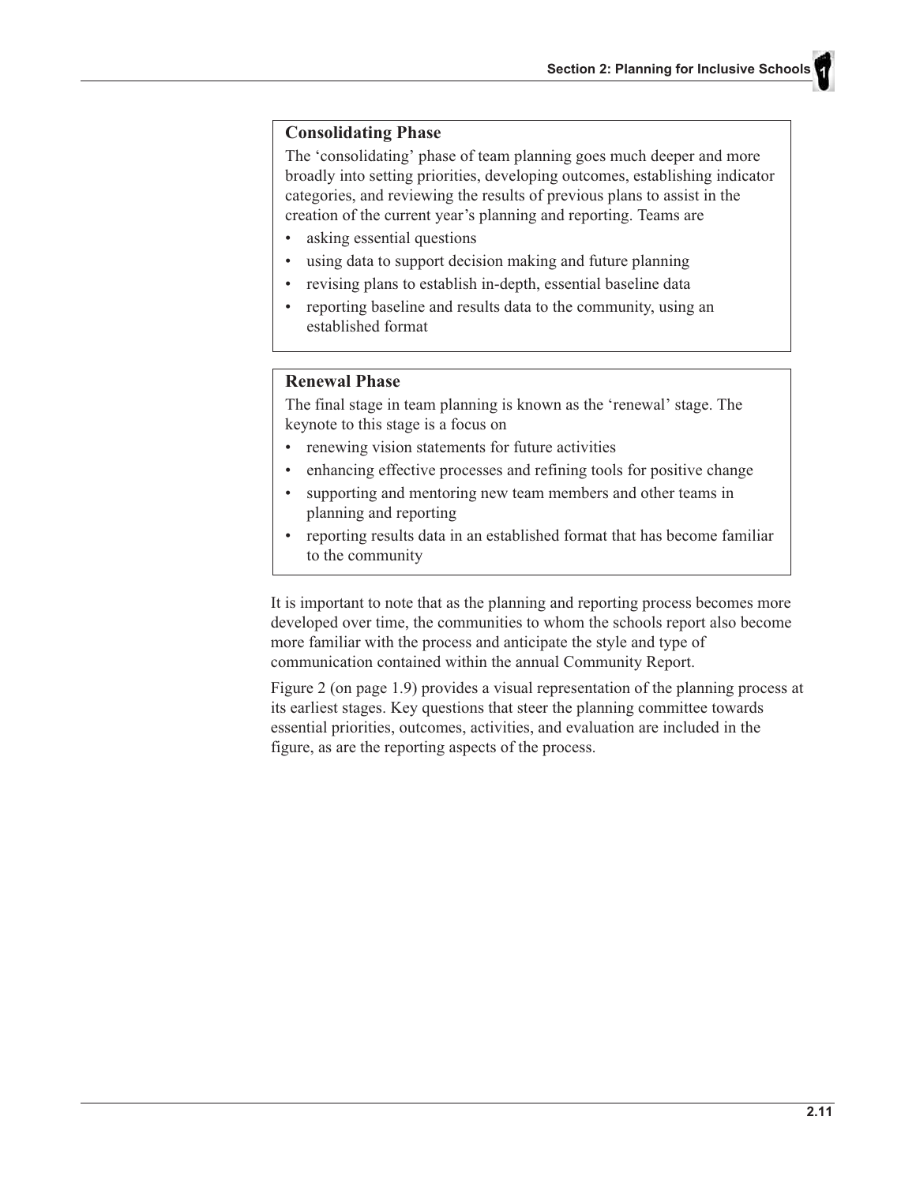### Consolidating Phase

The 'consolidating' phase of team planning goes much deeper and more broadly into setting priorities, developing outcomes, establishing indicator categories, and reviewing the results of previous plans to assist in the creation of the current year's planning and reporting. Teams are

- asking essential questions
- using data to support decision making and future planning
- revising plans to establish in-depth, essential baseline data
- reporting baseline and results data to the community, using an established format

### Renewal Phase

The final stage in team planning is known as the 'renewal' stage. The keynote to this stage is a focus on

- renewing vision statements for future activities
- enhancing effective processes and refining tools for positive change
- supporting and mentoring new team members and other teams in planning and reporting
- reporting results data in an established format that has become familiar to the community

It is important to note that as the planning and reporting process becomes more developed over time, the communities to whom the schools report also become more familiar with the process and anticipate the style and type of communication contained within the annual Community Report.

Figure 2 (on page 1.9) provides a visual representation of the planning process at its earliest stages. Key questions that steer the planning committee towards essential priorities, outcomes, activities, and evaluation are included in the figure, as are the reporting aspects of the process.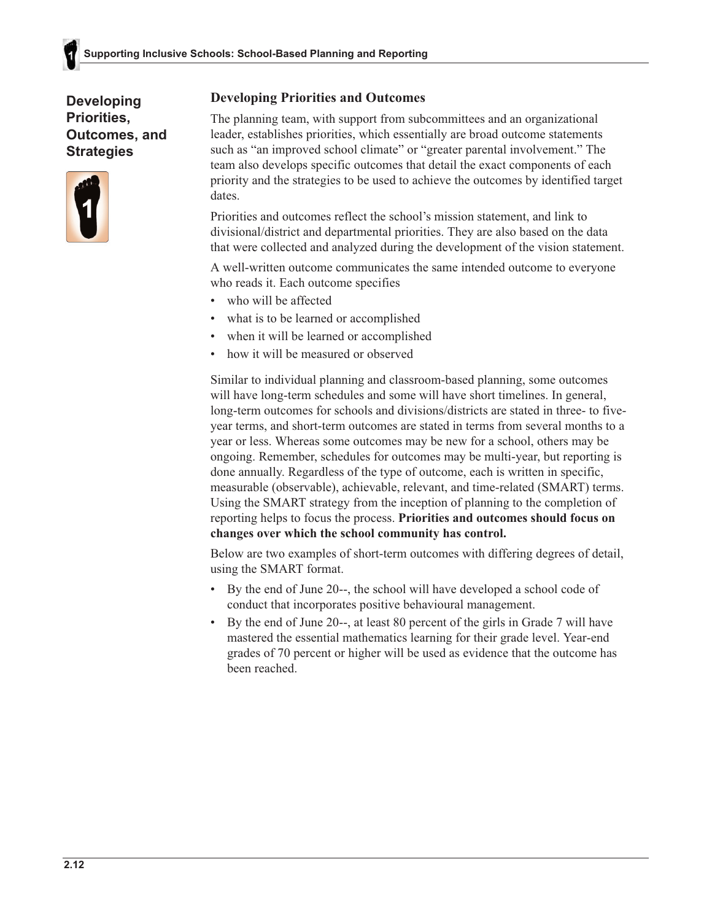## Developing Priorities, Outcomes, and Strategies

### Developing Priorities and Outcomes

The planning team, with support from subcommittees and an organizational leader, establishes priorities, which essentially are broad outcome statements such as "an improved school climate" or "greater parental involvement." The team also develops specific outcomes that detail the exact components of each priority and the strategies to be used to achieve the outcomes by identified target dates.

Priorities and outcomes reflect the school's mission statement, and link to divisional/district and departmental priorities. They are also based on the data that were collected and analyzed during the development of the vision statement.

A well-written outcome communicates the same intended outcome to everyone who reads it. Each outcome specifies

- who will be affected
- what is to be learned or accomplished
- when it will be learned or accomplished
- how it will be measured or observed

Similar to individual planning and classroom-based planning, some outcomes will have long-term schedules and some will have short timelines. In general, long-term outcomes for schools and divisions/districts are stated in three- to five-year terms, and short-term outcomes are stated in terms from several months to a year or less. Whereas some outcomes may be new for a school, others may be ongoing. Remember, schedules for outcomes may be multi-year, but reporting is done annually. Regardless of the type of outcome, each is written in specific, measurable (observable), achievable, relevant, and time-related (SMART) terms. Using the SMART strategy from the inception of planning to the completion of reporting helps to focus the process. **Priorities and outcomes should focus on changes over which the school community has control.**

Below are two examples of short-term outcomes with differing degrees of detail, using the SMART format.

- By the end of June 20--, the school will have developed a school code of conduct that incorporates positive behavioural management.
- By the end of June 20--, at least 80 percent of the girls in Grade 7 will have mastered the essential mathematics learning for their grade level. Year-end grades of 70 percent or higher will be used as evidence that the outcome has been reached.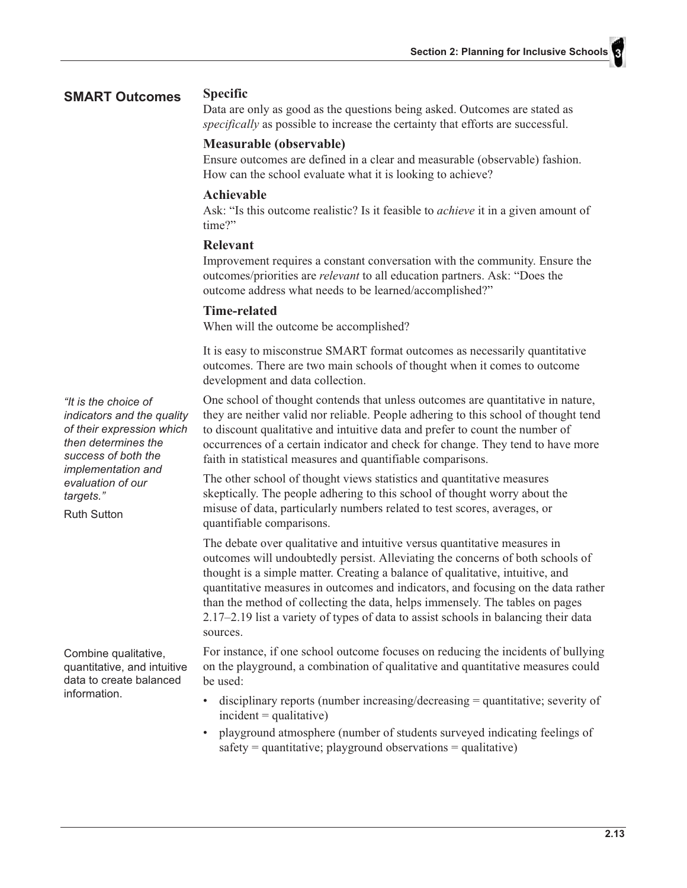## SMART Outcomes

### Specific

Data are only as good as the questions being asked. Outcomes are stated as *specifically* as possible to increase the certainty that efforts are successful.

### Measurable (observable)

Ensure outcomes are defined in a clear and measurable (observable) fashion. How can the school evaluate what it is looking to achieve?

### Achievable

Ask: "Is this outcome realistic? Is it feasible to *achieve* it in a given amount of time?"

### Relevant

Improvement requires a constant conversation with the community. Ensure the outcomes/priorities are *relevant* to all education partners. Ask: "Does the outcome address what needs to be learned/accomplished?"

### Time-related

When will the outcome be accomplished?

It is easy to misconstrue SMART format outcomes as necessarily quantitative outcomes. There are two main schools of thought when it comes to outcome development and data collection.

*"It is the choice of indicators and the quality of their expression which then determines the success of both the implementation and evaluation of our targets."*

Ruth Sutton

One school of thought contends that unless outcomes are quantitative in nature, they are neither valid nor reliable. People adhering to this school of thought tend to discount qualitative and intuitive data and prefer to count the number of occurrences of a certain indicator and check for change. They tend to have more faith in statistical measures and quantifiable comparisons.

The other school of thought views statistics and quantitative measures skeptically. The people adhering to this school of thought worry about the misuse of data, particularly numbers related to test scores, averages, or quantifiable comparisons.

The debate over qualitative and intuitive versus quantitative measures in outcomes will undoubtedly persist. Alleviating the concerns of both schools of thought is a simple matter. Creating a balance of qualitative, intuitive, and quantitative measures in outcomes and indicators, and focusing on the data rather than the method of collecting the data, helps immensely. The tables on pages 2.17–2.19 list a variety of types of data to assist schools in balancing their data sources.

Combine qualitative, quantitative, and intuitive data to create balanced information.

For instance, if one school outcome focuses on reducing the incidents of bullying on the playground, a combination of qualitative and quantitative measures could be used:

- disciplinary reports (number increasing/decreasing = quantitative; severity of incident = qualitative)
- playground atmosphere (number of students surveyed indicating feelings of safety = quantitative; playground observations = qualitative)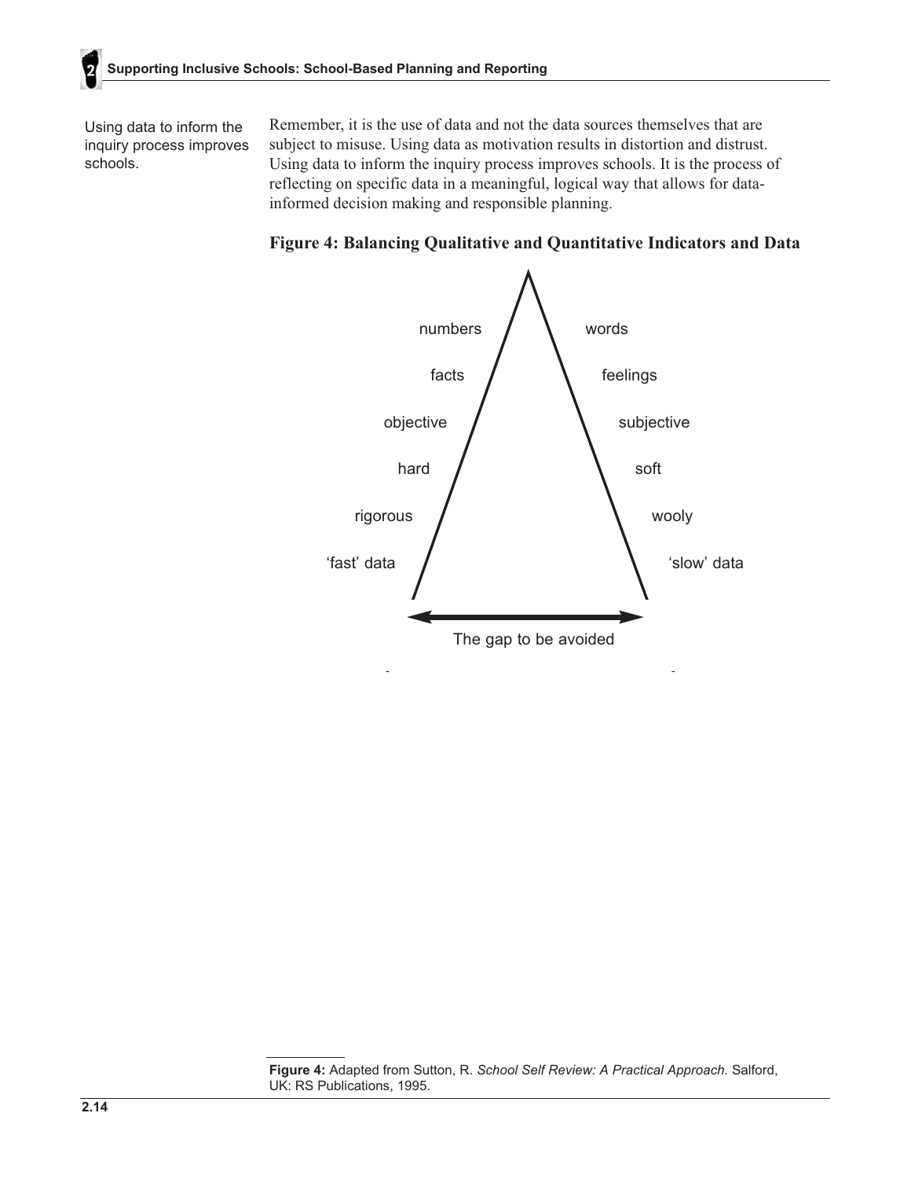Using data to inform the inquiry process improves schools.

Remember, it is the use of data and not the data sources themselves that are subject to misuse. Using data as motivation results in distortion and distrust. Using data to inform the inquiry process improves schools. It is the process of reflecting on specific data in a meaningful, logical way that allows for data-informed decision making and responsible planning.

**Figure 4: Balancing Qualitative and Quantitative Indicators and Data**

| | |
|---|---|
| numbers | words |
| facts | feelings |
| objective | subjective |
| hard | soft |
| rigorous | wooly |
| 'fast' data | 'slow' data |

The gap to be avoided

---

**Figure 4:** Adapted from Sutton, R. *School Self Review: A Practical Approach.* Salford, UK: RS Publications, 1995.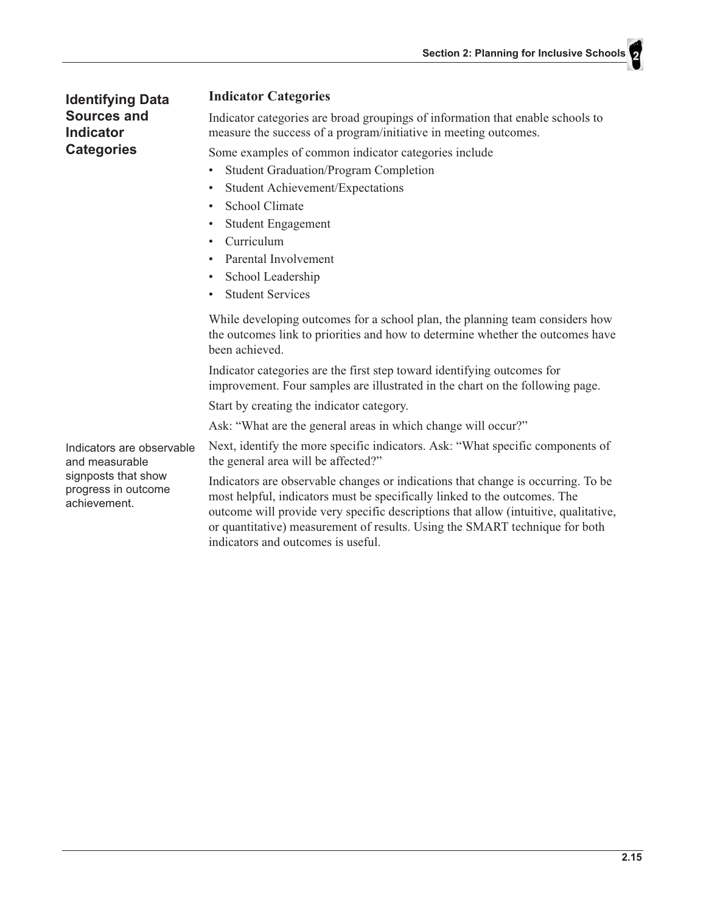## Identifying Data Sources and Indicator Categories

### Indicator Categories

Indicator categories are broad groupings of information that enable schools to measure the success of a program/initiative in meeting outcomes.

Some examples of common indicator categories include

- Student Graduation/Program Completion
- Student Achievement/Expectations
- School Climate
- Student Engagement
- Curriculum
- Parental Involvement
- School Leadership
- Student Services

While developing outcomes for a school plan, the planning team considers how the outcomes link to priorities and how to determine whether the outcomes have been achieved.

Indicator categories are the first step toward identifying outcomes for improvement. Four samples are illustrated in the chart on the following page.

Start by creating the indicator category.

Ask: "What are the general areas in which change will occur?"

Indicators are observable and measurable signposts that show progress in outcome achievement.

Next, identify the more specific indicators. Ask: "What specific components of the general area will be affected?"

Indicators are observable changes or indications that change is occurring. To be most helpful, indicators must be specifically linked to the outcomes. The outcome will provide very specific descriptions that allow (intuitive, qualitative, or quantitative) measurement of results. Using the SMART technique for both indicators and outcomes is useful.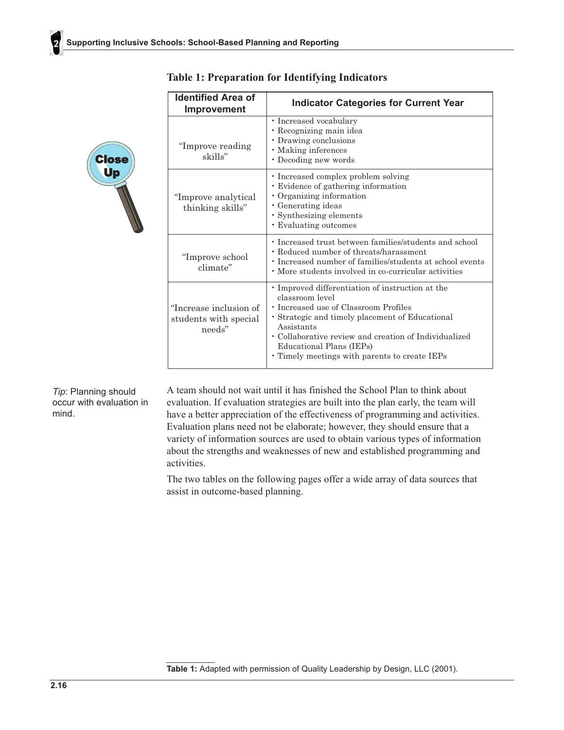### Table 1: Preparation for Identifying Indicators

| Identified Area of Improvement | Indicator Categories for Current Year |
|---|---|
| "Improve reading skills" | • Increased vocabulary<br>• Recognizing main idea<br>• Drawing conclusions<br>• Making inferences<br>• Decoding new words |
| "Improve analytical thinking skills" | • Increased complex problem solving<br>• Evidence of gathering information<br>• Organizing information<br>• Generating ideas<br>• Synthesizing elements<br>• Evaluating outcomes |
| "Improve school climate" | • Increased trust between families/students and school<br>• Reduced number of threats/harassment<br>• Increased number of families/students at school events<br>• More students involved in co-curricular activities |
| "Increase inclusion of students with special needs" | • Improved differentiation of instruction at the classroom level<br>• Increased use of Classroom Profiles<br>• Strategic and timely placement of Educational Assistants<br>• Collaborative review and creation of Individualized Educational Plans (IEPs)<br>• Timely meetings with parents to create IEPs |

*Tip*: Planning should occur with evaluation in mind.

A team should not wait until it has finished the School Plan to think about evaluation. If evaluation strategies are built into the plan early, the team will have a better appreciation of the effectiveness of programming and activities. Evaluation plans need not be elaborate; however, they should ensure that a variety of information sources are used to obtain various types of information about the strengths and weaknesses of new and established programming and activities.

The two tables on the following pages offer a wide array of data sources that assist in outcome-based planning.

**Table 1:** Adapted with permission of Quality Leadership by Design, LLC (2001).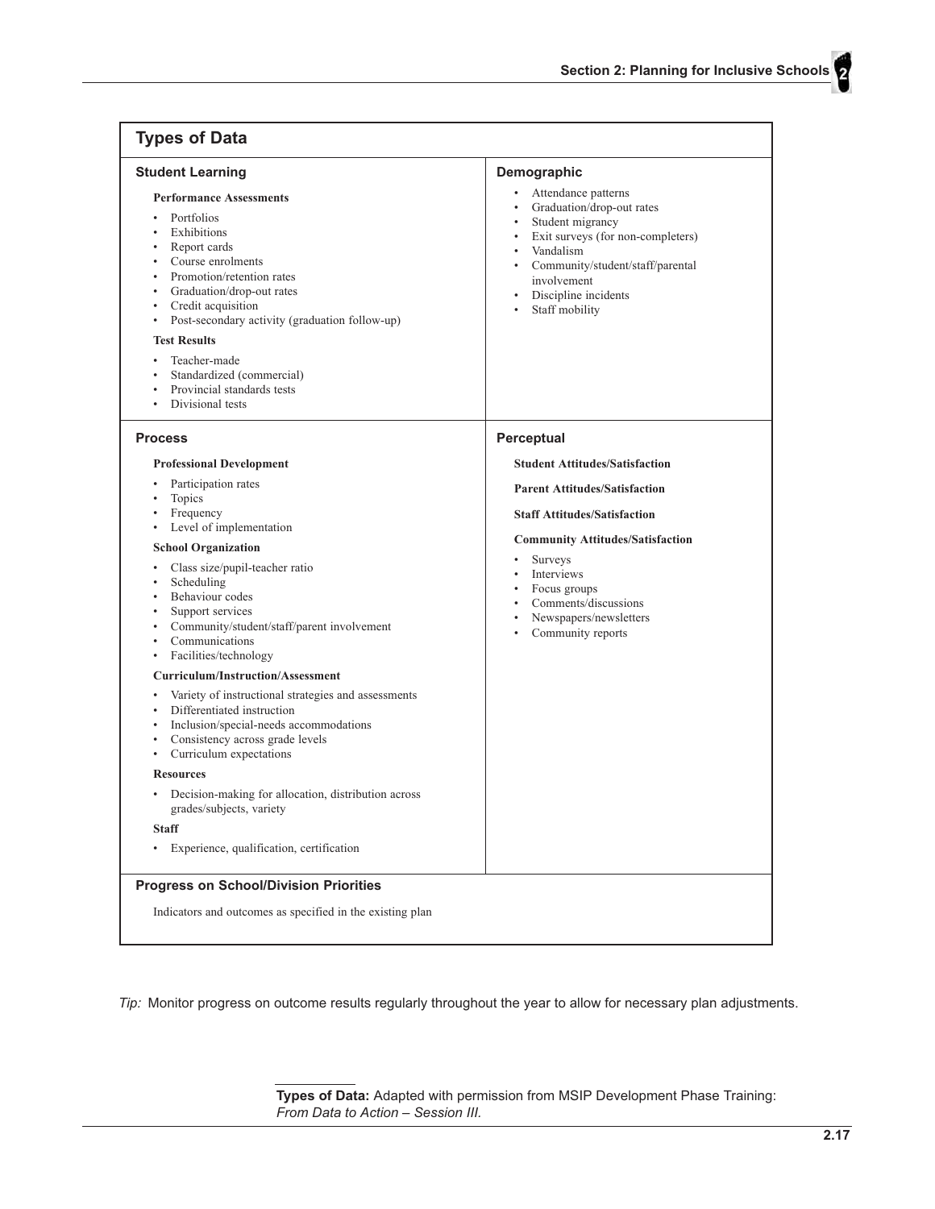## Types of Data

### Student Learning

**Performance Assessments**

- Portfolios
- Exhibitions
- Report cards
- Course enrolments
- Promotion/retention rates
- Graduation/drop-out rates
- Credit acquisition
- Post-secondary activity (graduation follow-up)

**Test Results**

- Teacher-made
- Standardized (commercial)
- Provincial standards tests
- Divisional tests

### Demographic

- Attendance patterns
- Graduation/drop-out rates
- Student migrancy
- Exit surveys (for non-completers)
- Vandalism
- Community/student/staff/parental involvement
- Discipline incidents
- Staff mobility

### Process

**Professional Development**

- Participation rates
- Topics
- Frequency
- Level of implementation

**School Organization**

- Class size/pupil-teacher ratio
- Scheduling
- Behaviour codes
- Support services
- Community/student/staff/parent involvement
- Communications
- Facilities/technology

**Curriculum/Instruction/Assessment**

- Variety of instructional strategies and assessments
- Differentiated instruction
- Inclusion/special-needs accommodations
- Consistency across grade levels
- Curriculum expectations

**Resources**

- Decision-making for allocation, distribution across grades/subjects, variety

**Staff**

- Experience, qualification, certification

### Perceptual

**Student Attitudes/Satisfaction**

**Parent Attitudes/Satisfaction**

**Staff Attitudes/Satisfaction**

**Community Attitudes/Satisfaction**

- Surveys
- Interviews
- Focus groups
- Comments/discussions
- Newspapers/newsletters
- Community reports

### Progress on School/Division Priorities

Indicators and outcomes as specified in the existing plan

*Tip:* Monitor progress on outcome results regularly throughout the year to allow for necessary plan adjustments.

---

**Types of Data:** Adapted with permission from MSIP Development Phase Training: *From Data to Action – Session III.*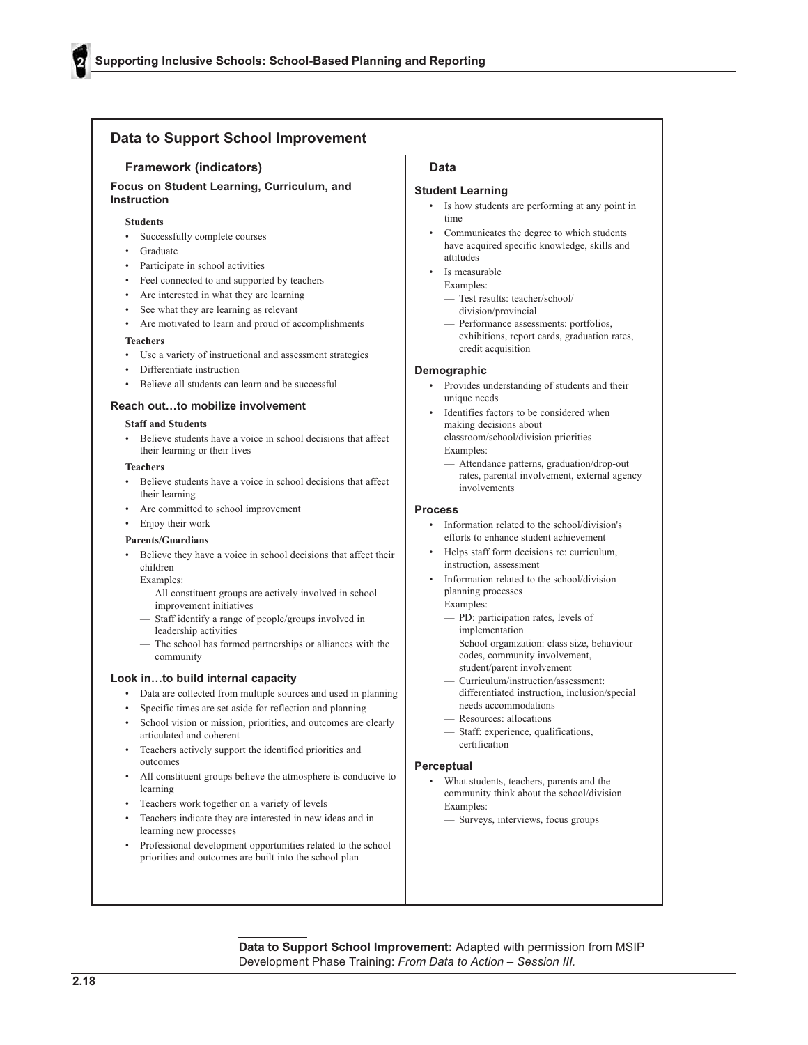## Data to Support School Improvement

### Framework (indicators)

**Focus on Student Learning, Curriculum, and Instruction**

**Students**

- Successfully complete courses
- Graduate
- Participate in school activities
- Feel connected to and supported by teachers
- Are interested in what they are learning
- See what they are learning as relevant
- Are motivated to learn and proud of accomplishments

**Teachers**

- Use a variety of instructional and assessment strategies
- Differentiate instruction
- Believe all students can learn and be successful

**Reach out…to mobilize involvement**

**Staff and Students**

- Believe students have a voice in school decisions that affect their learning or their lives

**Teachers**

- Believe students have a voice in school decisions that affect their learning
- Are committed to school improvement
- Enjoy their work

**Parents/Guardians**

- Believe they have a voice in school decisions that affect their children

  Examples:
  - All constituent groups are actively involved in school improvement initiatives
  - Staff identify a range of people/groups involved in leadership activities
  - The school has formed partnerships or alliances with the community

**Look in…to build internal capacity**

- Data are collected from multiple sources and used in planning
- Specific times are set aside for reflection and planning
- School vision or mission, priorities, and outcomes are clearly articulated and coherent
- Teachers actively support the identified priorities and outcomes
- All constituent groups believe the atmosphere is conducive to learning
- Teachers work together on a variety of levels
- Teachers indicate they are interested in new ideas and in learning new processes
- Professional development opportunities related to the school priorities and outcomes are built into the school plan

### Data

**Student Learning**

- Is how students are performing at any point in time
- Communicates the degree to which students have acquired specific knowledge, skills and attitudes
- Is measurable

  Examples:
  - Test results: teacher/school/division/provincial
  - Performance assessments: portfolios, exhibitions, report cards, graduation rates, credit acquisition

**Demographic**

- Provides understanding of students and their unique needs
- Identifies factors to be considered when making decisions about classroom/school/division priorities

  Examples:
  - Attendance patterns, graduation/drop-out rates, parental involvement, external agency involvements

**Process**

- Information related to the school/division's efforts to enhance student achievement
- Helps staff form decisions re: curriculum, instruction, assessment
- Information related to the school/division planning processes

  Examples:
  - PD: participation rates, levels of implementation
  - School organization: class size, behaviour codes, community involvement, student/parent involvement
  - Curriculum/instruction/assessment: differentiated instruction, inclusion/special needs accommodations
  - Resources: allocations
  - Staff: experience, qualifications, certification

**Perceptual**

- What students, teachers, parents and the community think about the school/division

  Examples:
  - Surveys, interviews, focus groups

---

**Data to Support School Improvement:** Adapted with permission from MSIP Development Phase Training: *From Data to Action – Session III.*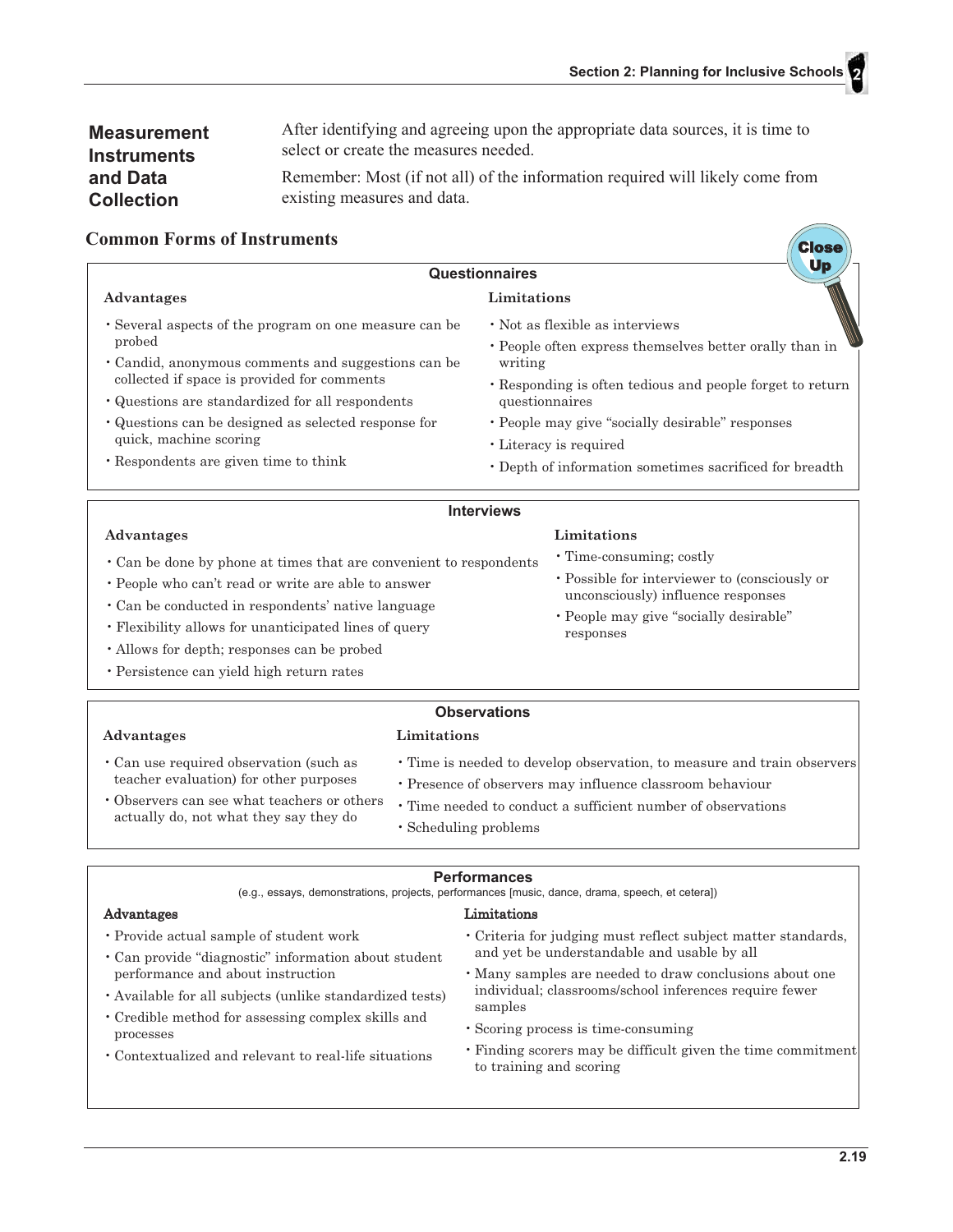## Measurement Instruments and Data Collection

After identifying and agreeing upon the appropriate data sources, it is time to select or create the measures needed.

Remember: Most (if not all) of the information required will likely come from existing measures and data.

### Common Forms of Instruments

Close Up

#### Questionnaires

**Advantages**

- Several aspects of the program on one measure can be probed
- Candid, anonymous comments and suggestions can be collected if space is provided for comments
- Questions are standardized for all respondents
- Questions can be designed as selected response for quick, machine scoring
- Respondents are given time to think

**Limitations**

- Not as flexible as interviews
- People often express themselves better orally than in writing
- Responding is often tedious and people forget to return questionnaires
- People may give "socially desirable" responses
- Literacy is required
- Depth of information sometimes sacrificed for breadth

#### Interviews

**Advantages**

- Can be done by phone at times that are convenient to respondents
- People who can't read or write are able to answer
- Can be conducted in respondents' native language
- Flexibility allows for unanticipated lines of query
- Allows for depth; responses can be probed
- Persistence can yield high return rates

**Limitations**

- Time-consuming; costly
- Possible for interviewer to (consciously or unconsciously) influence responses
- People may give "socially desirable" responses

#### Observations

**Advantages**

- Can use required observation (such as teacher evaluation) for other purposes
- Observers can see what teachers or others actually do, not what they say they do

**Limitations**

- Time is needed to develop observation, to measure and train observers
- Presence of observers may influence classroom behaviour
- Time needed to conduct a sufficient number of observations
- Scheduling problems

#### Performances

(e.g., essays, demonstrations, projects, performances [music, dance, drama, speech, et cetera])

**Advantages**

- Provide actual sample of student work
- Can provide "diagnostic" information about student performance and about instruction
- Available for all subjects (unlike standardized tests)
- Credible method for assessing complex skills and processes
- Contextualized and relevant to real-life situations

**Limitations**

- Criteria for judging must reflect subject matter standards, and yet be understandable and usable by all
- Many samples are needed to draw conclusions about one individual; classrooms/school inferences require fewer samples
- Scoring process is time-consuming
- Finding scorers may be difficult given the time commitment to training and scoring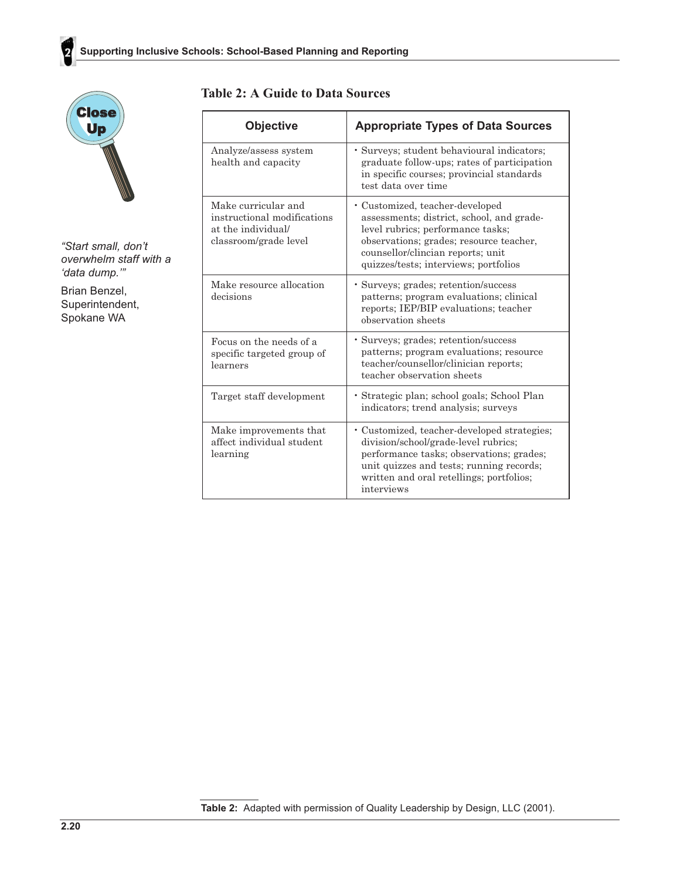"Start small, don't overwhelm staff with a 'data dump.'"

Brian Benzel, Superintendent, Spokane WA

### Table 2: A Guide to Data Sources

| Objective | Appropriate Types of Data Sources |
|---|---|
| Analyze/assess system health and capacity | • Surveys; student behavioural indicators; graduate follow-ups; rates of participation in specific courses; provincial standards test data over time |
| Make curricular and instructional modifications at the individual/ classroom/grade level | • Customized, teacher-developed assessments; district, school, and grade-level rubrics; performance tasks; observations; grades; resource teacher, counsellor/clincian reports; unit quizzes/tests; interviews; portfolios |
| Make resource allocation decisions | • Surveys; grades; retention/success patterns; program evaluations; clinical reports; IEP/BIP evaluations; teacher observation sheets |
| Focus on the needs of a specific targeted group of learners | • Surveys; grades; retention/success patterns; program evaluations; resource teacher/counsellor/clinician reports; teacher observation sheets |
| Target staff development | • Strategic plan; school goals; School Plan indicators; trend analysis; surveys |
| Make improvements that affect individual student learning | • Customized, teacher-developed strategies; division/school/grade-level rubrics; performance tasks; observations; grades; unit quizzes and tests; running records; written and oral retellings; portfolios; interviews |

**Table 2:** Adapted with permission of Quality Leadership by Design, LLC (2001).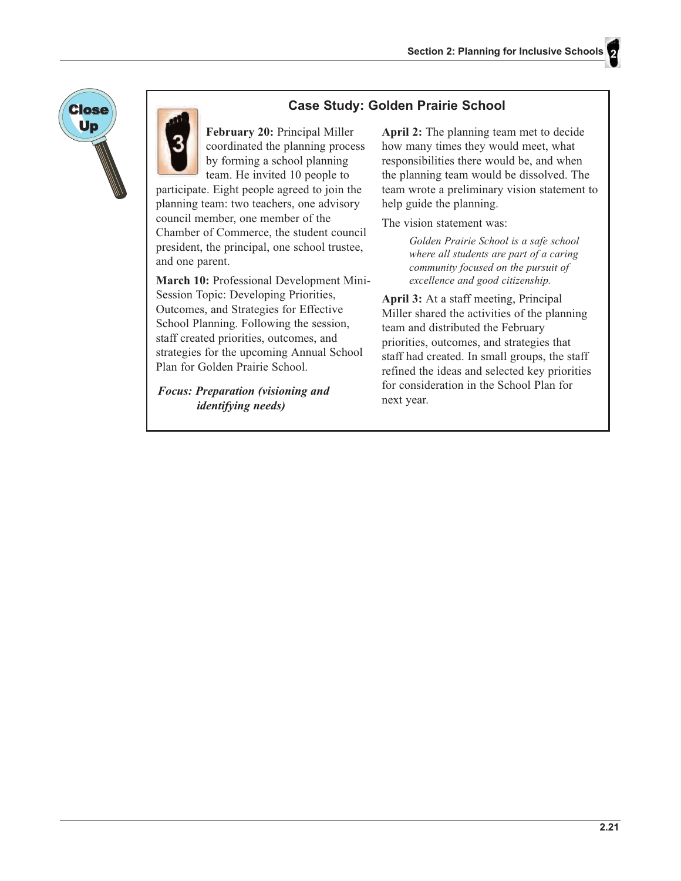## Case Study: Golden Prairie School

**February 20:** Principal Miller coordinated the planning process by forming a school planning team. He invited 10 people to participate. Eight people agreed to join the planning team: two teachers, one advisory council member, one member of the Chamber of Commerce, the student council president, the principal, one school trustee, and one parent.

**March 10:** Professional Development Mini-Session Topic: Developing Priorities, Outcomes, and Strategies for Effective School Planning. Following the session, staff created priorities, outcomes, and strategies for the upcoming Annual School Plan for Golden Prairie School.

***Focus: Preparation (visioning and identifying needs)***

**April 2:** The planning team met to decide how many times they would meet, what responsibilities there would be, and when the planning team would be dissolved. The team wrote a preliminary vision statement to help guide the planning.

The vision statement was:

> *Golden Prairie School is a safe school where all students are part of a caring community focused on the pursuit of excellence and good citizenship.*

**April 3:** At a staff meeting, Principal Miller shared the activities of the planning team and distributed the February priorities, outcomes, and strategies that staff had created. In small groups, the staff refined the ideas and selected key priorities for consideration in the School Plan for next year.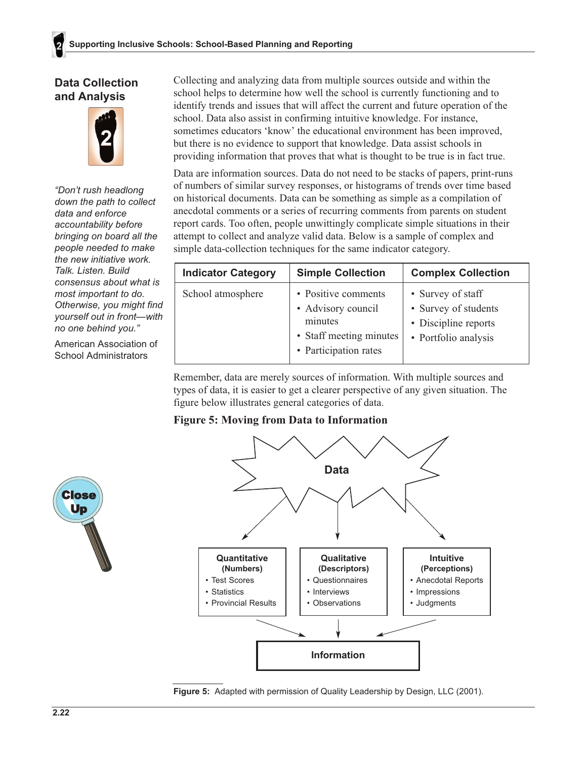## Data Collection and Analysis

*"Don't rush headlong down the path to collect data and enforce accountability before bringing on board all the people needed to make the new initiative work. Talk. Listen. Build consensus about what is most important to do. Otherwise, you might find yourself out in front—with no one behind you."*

American Association of School Administrators

Collecting and analyzing data from multiple sources outside and within the school helps to determine how well the school is currently functioning and to identify trends and issues that will affect the current and future operation of the school. Data also assist in confirming intuitive knowledge. For instance, sometimes educators 'know' the educational environment has been improved, but there is no evidence to support that knowledge. Data assist schools in providing information that proves that what is thought to be true is in fact true.

Data are information sources. Data do not need to be stacks of papers, print-runs of numbers of similar survey responses, or histograms of trends over time based on historical documents. Data can be something as simple as a compilation of anecdotal comments or a series of recurring comments from parents on student report cards. Too often, people unwittingly complicate simple situations in their attempt to collect and analyze valid data. Below is a sample of complex and simple data-collection techniques for the same indicator category.

| Indicator Category | Simple Collection | Complex Collection |
|---|---|---|
| School atmosphere | • Positive comments<br>• Advisory council minutes<br>• Staff meeting minutes<br>• Participation rates | • Survey of staff<br>• Survey of students<br>• Discipline reports<br>• Portfolio analysis |

Remember, data are merely sources of information. With multiple sources and types of data, it is easier to get a clearer perspective of any given situation. The figure below illustrates general categories of data.

**Figure 5: Moving from Data to Information**

Close Up

Data

**Quantitative (Numbers)**
- Test Scores
- Statistics
- Provincial Results

**Qualitative (Descriptors)**
- Questionnaires
- Interviews
- Observations

**Intuitive (Perceptions)**
- Anecdotal Reports
- Impressions
- Judgments

**Information**

**Figure 5:** Adapted with permission of Quality Leadership by Design, LLC (2001).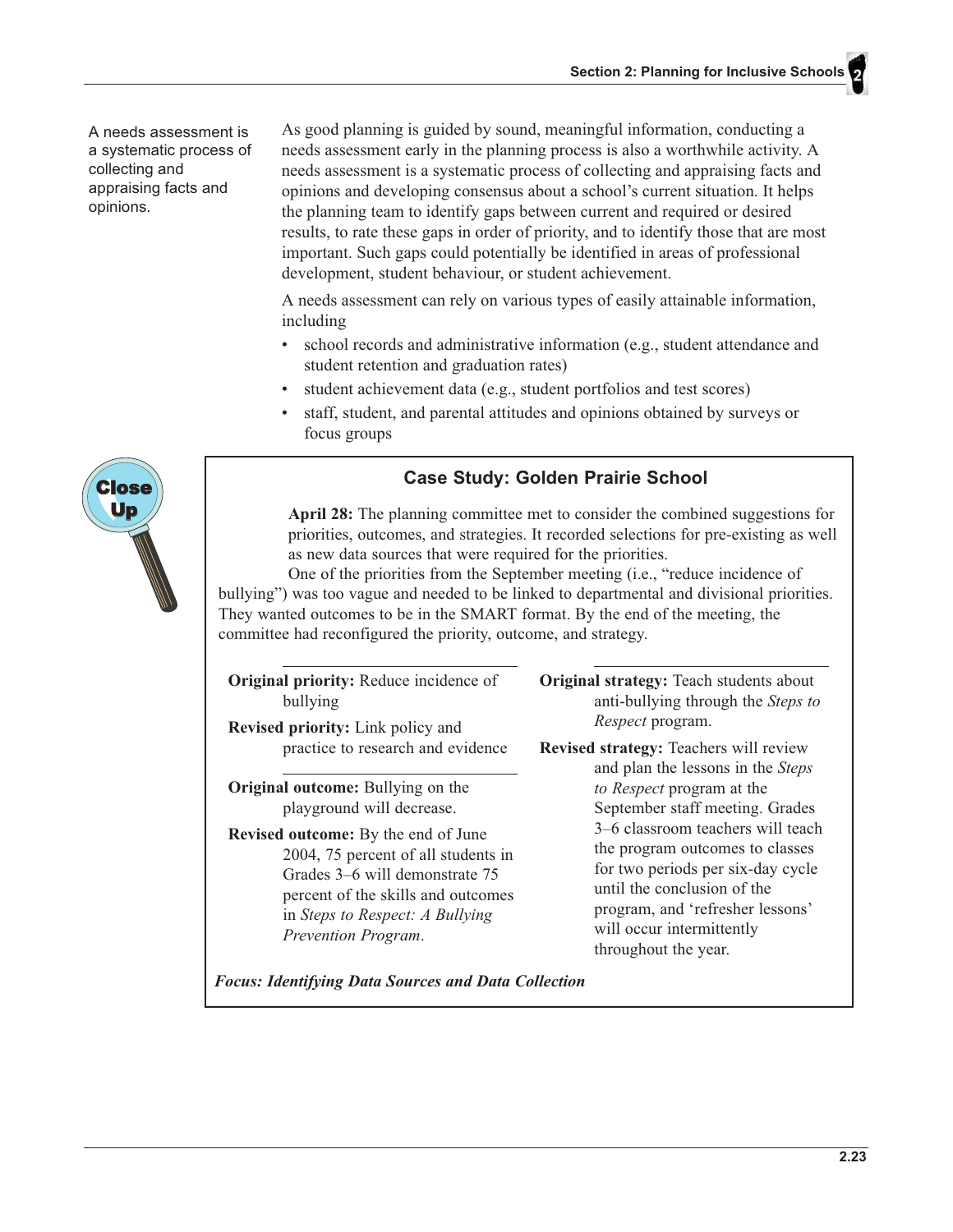A needs assessment is a systematic process of collecting and appraising facts and opinions.

As good planning is guided by sound, meaningful information, conducting a needs assessment early in the planning process is also a worthwhile activity. A needs assessment is a systematic process of collecting and appraising facts and opinions and developing consensus about a school's current situation. It helps the planning team to identify gaps between current and required or desired results, to rate these gaps in order of priority, and to identify those that are most important. Such gaps could potentially be identified in areas of professional development, student behaviour, or student achievement.

A needs assessment can rely on various types of easily attainable information, including

- school records and administrative information (e.g., student attendance and student retention and graduation rates)
- student achievement data (e.g., student portfolios and test scores)
- staff, student, and parental attitudes and opinions obtained by surveys or focus groups

Close Up

### Case Study: Golden Prairie School

**April 28:** The planning committee met to consider the combined suggestions for priorities, outcomes, and strategies. It recorded selections for pre-existing as well as new data sources that were required for the priorities.

One of the priorities from the September meeting (i.e., "reduce incidence of bullying") was too vague and needed to be linked to departmental and divisional priorities. They wanted outcomes to be in the SMART format. By the end of the meeting, the committee had reconfigured the priority, outcome, and strategy.

**Original priority:** Reduce incidence of bullying

**Revised priority:** Link policy and practice to research and evidence

**Original outcome:** Bullying on the playground will decrease.

**Revised outcome:** By the end of June 2004, 75 percent of all students in Grades 3–6 will demonstrate 75 percent of the skills and outcomes in *Steps to Respect: A Bullying Prevention Program*.

**Original strategy:** Teach students about anti-bullying through the *Steps to Respect* program.

**Revised strategy:** Teachers will review and plan the lessons in the *Steps to Respect* program at the September staff meeting. Grades 3–6 classroom teachers will teach the program outcomes to classes for two periods per six-day cycle until the conclusion of the program, and 'refresher lessons' will occur intermittently throughout the year.

***Focus: Identifying Data Sources and Data Collection***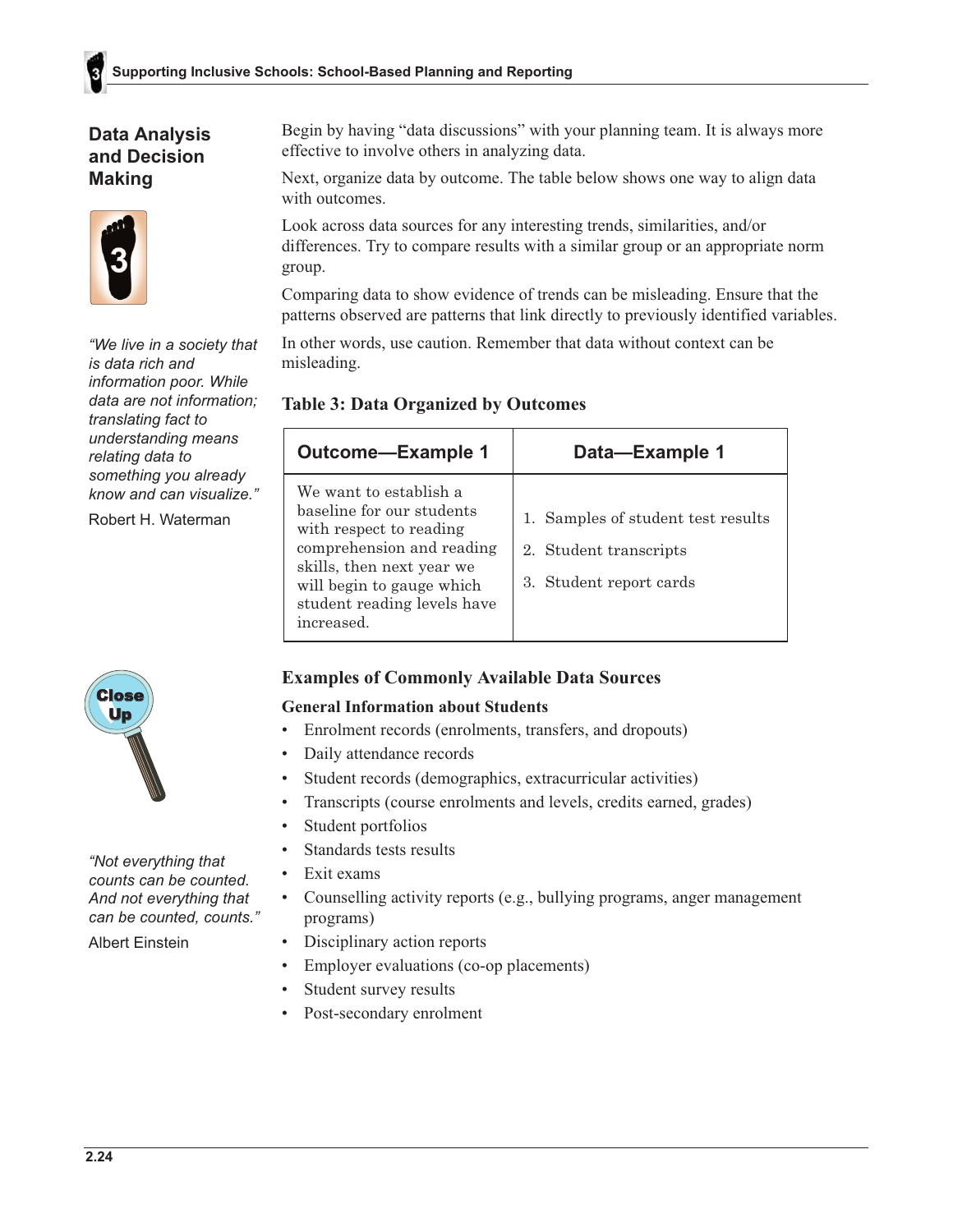## Data Analysis and Decision Making

*"We live in a society that is data rich and information poor. While data are not information; translating fact to understanding means relating data to something you already know and can visualize."*

Robert H. Waterman

Begin by having "data discussions" with your planning team. It is always more effective to involve others in analyzing data.

Next, organize data by outcome. The table below shows one way to align data with outcomes.

Look across data sources for any interesting trends, similarities, and/or differences. Try to compare results with a similar group or an appropriate norm group.

Comparing data to show evidence of trends can be misleading. Ensure that the patterns observed are patterns that link directly to previously identified variables.

In other words, use caution. Remember that data without context can be misleading.

### Table 3: Data Organized by Outcomes

| Outcome—Example 1 | Data—Example 1 |
|---|---|
| We want to establish a baseline for our students with respect to reading comprehension and reading skills, then next year we will begin to gauge which student reading levels have increased. | 1. Samples of student test results<br>2. Student transcripts<br>3. Student report cards |

Close Up

*"Not everything that counts can be counted. And not everything that can be counted, counts."*

Albert Einstein

### Examples of Commonly Available Data Sources

#### General Information about Students

- Enrolment records (enrolments, transfers, and dropouts)
- Daily attendance records
- Student records (demographics, extracurricular activities)
- Transcripts (course enrolments and levels, credits earned, grades)
- Student portfolios
- Standards tests results
- Exit exams
- Counselling activity reports (e.g., bullying programs, anger management programs)
- Disciplinary action reports
- Employer evaluations (co-op placements)
- Student survey results
- Post-secondary enrolment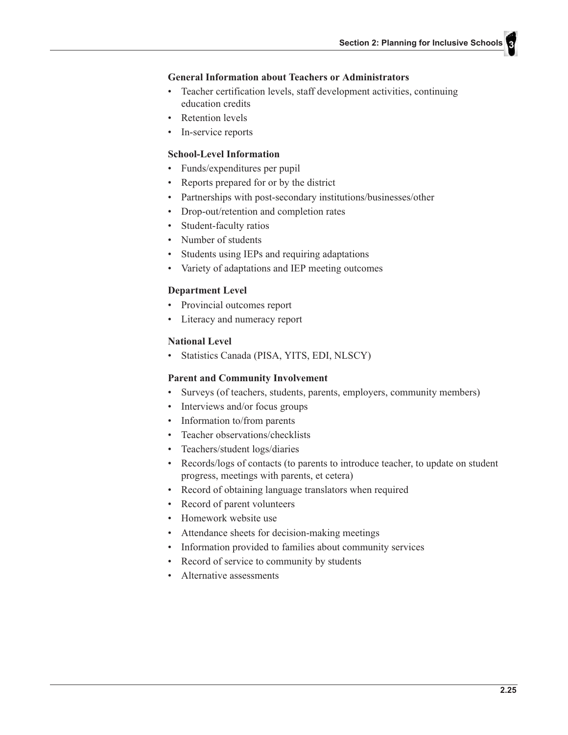#### General Information about Teachers or Administrators

- Teacher certification levels, staff development activities, continuing education credits
- Retention levels
- In-service reports

#### School-Level Information

- Funds/expenditures per pupil
- Reports prepared for or by the district
- Partnerships with post-secondary institutions/businesses/other
- Drop-out/retention and completion rates
- Student-faculty ratios
- Number of students
- Students using IEPs and requiring adaptations
- Variety of adaptations and IEP meeting outcomes

#### Department Level

- Provincial outcomes report
- Literacy and numeracy report

#### National Level

- Statistics Canada (PISA, YITS, EDI, NLSCY)

#### Parent and Community Involvement

- Surveys (of teachers, students, parents, employers, community members)
- Interviews and/or focus groups
- Information to/from parents
- Teacher observations/checklists
- Teachers/student logs/diaries
- Records/logs of contacts (to parents to introduce teacher, to update on student progress, meetings with parents, et cetera)
- Record of obtaining language translators when required
- Record of parent volunteers
- Homework website use
- Attendance sheets for decision-making meetings
- Information provided to families about community services
- Record of service to community by students
- Alternative assessments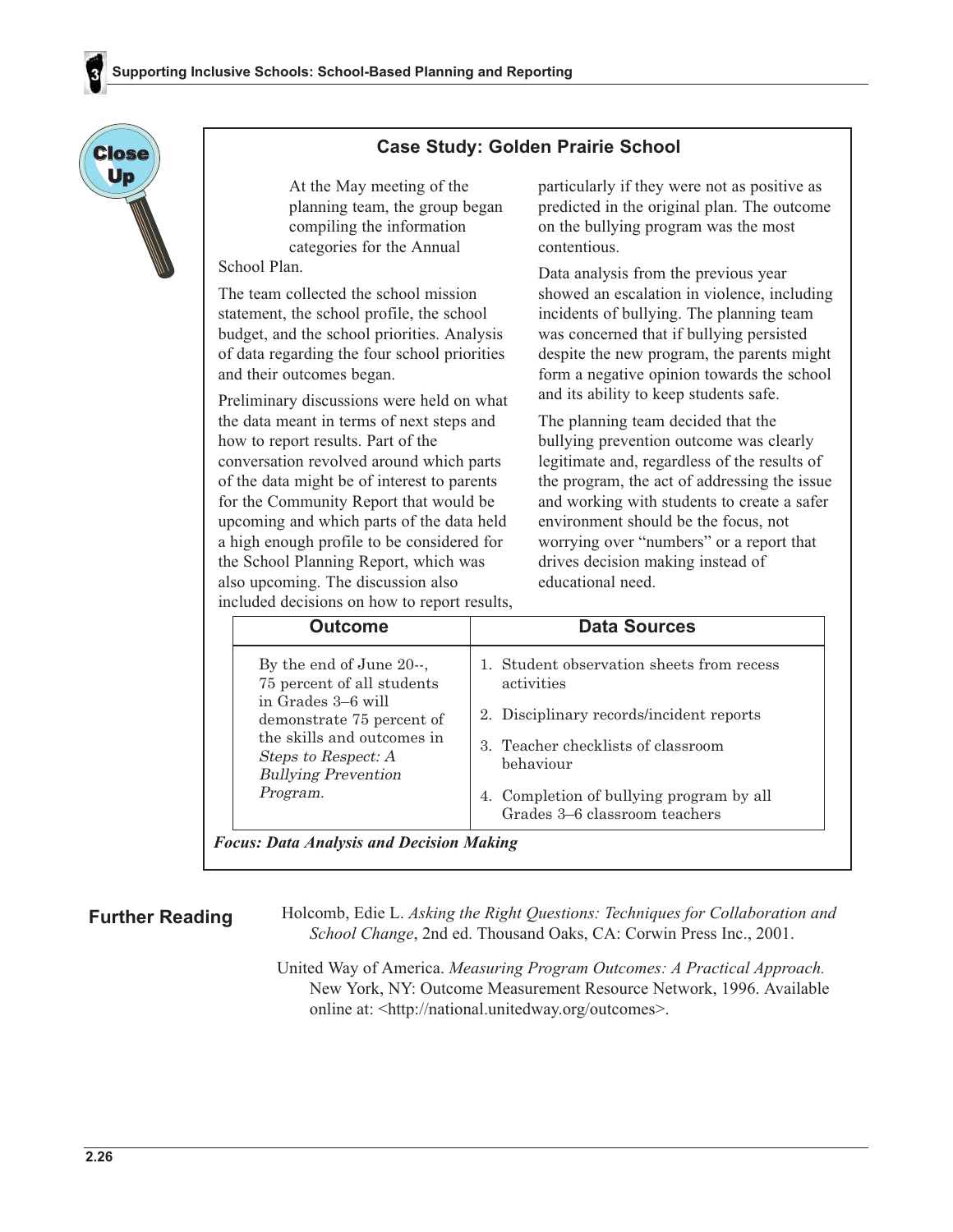### Case Study: Golden Prairie School

At the May meeting of the planning team, the group began compiling the information categories for the Annual School Plan.

The team collected the school mission statement, the school profile, the school budget, and the school priorities. Analysis of data regarding the four school priorities and their outcomes began.

Preliminary discussions were held on what the data meant in terms of next steps and how to report results. Part of the conversation revolved around which parts of the data might be of interest to parents for the Community Report that would be upcoming and which parts of the data held a high enough profile to be considered for the School Planning Report, which was also upcoming. The discussion also included decisions on how to report results, particularly if they were not as positive as predicted in the original plan. The outcome on the bullying program was the most contentious.

Data analysis from the previous year showed an escalation in violence, including incidents of bullying. The planning team was concerned that if bullying persisted despite the new program, the parents might form a negative opinion towards the school and its ability to keep students safe.

The planning team decided that the bullying prevention outcome was clearly legitimate and, regardless of the results of the program, the act of addressing the issue and working with students to create a safer environment should be the focus, not worrying over "numbers" or a report that drives decision making instead of educational need.

| Outcome | Data Sources |
|---|---|
| By the end of June 20--, 75 percent of all students in Grades 3–6 will demonstrate 75 percent of the skills and outcomes in *Steps to Respect: A Bullying Prevention Program.* | 1. Student observation sheets from recess activities<br>2. Disciplinary records/incident reports<br>3. Teacher checklists of classroom behaviour<br>4. Completion of bullying program by all Grades 3–6 classroom teachers |

***Focus: Data Analysis and Decision Making***

## Further Reading

Holcomb, Edie L. *Asking the Right Questions: Techniques for Collaboration and School Change*, 2nd ed. Thousand Oaks, CA: Corwin Press Inc., 2001.

United Way of America. *Measuring Program Outcomes: A Practical Approach.* New York, NY: Outcome Measurement Resource Network, 1996. Available online at: <http://national.unitedway.org/outcomes>.